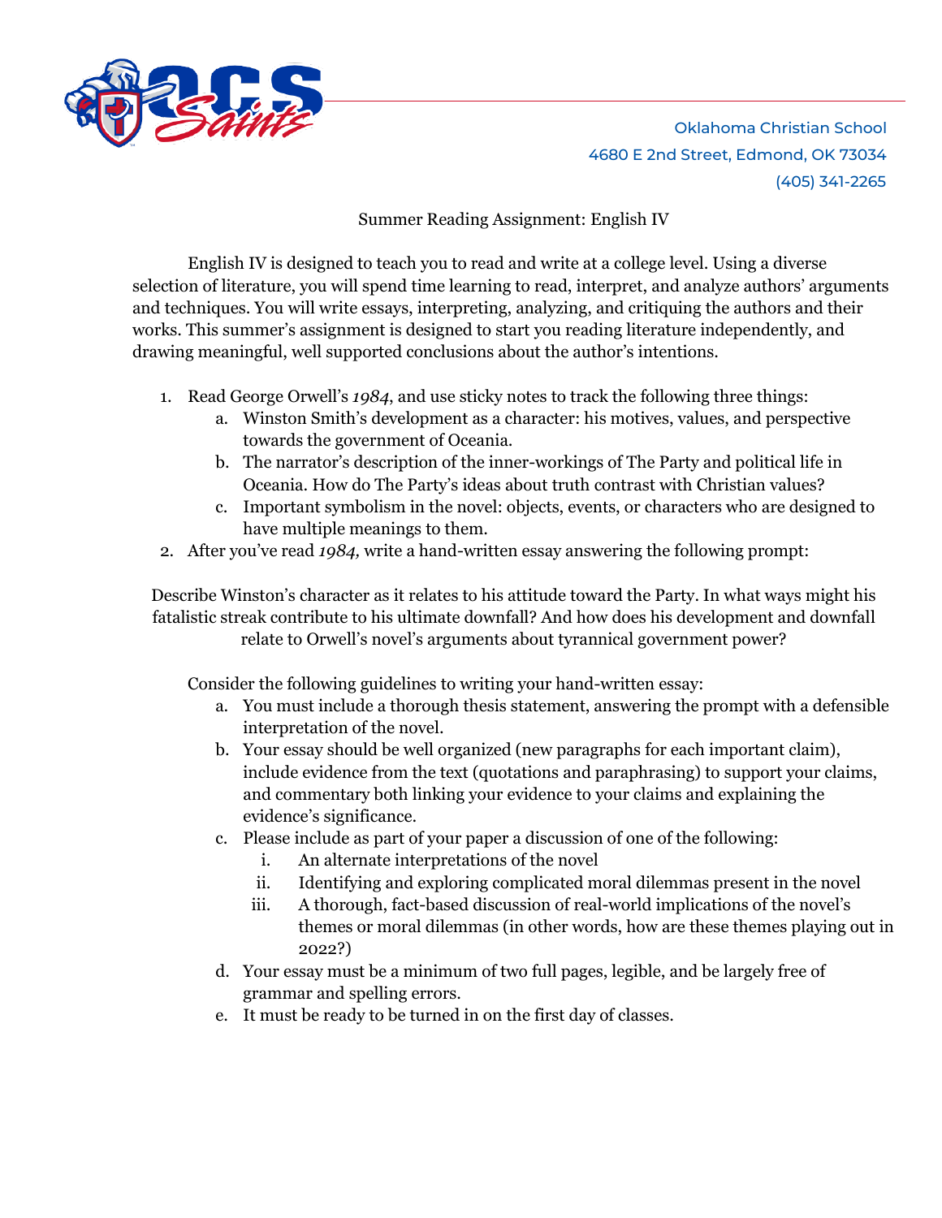Oklahoma Christian School
4680 E 2nd Street, Edmond, OK 73034
(405) 341-2265

# Summer Reading Assignment: English IV

English IV is designed to teach you to read and write at a college level. Using a diverse selection of literature, you will spend time learning to read, interpret, and analyze authors' arguments and techniques. You will write essays, interpreting, analyzing, and critiquing the authors and their works. This summer's assignment is designed to start you reading literature independently, and drawing meaningful, well supported conclusions about the author's intentions.

1. Read George Orwell's *1984*, and use sticky notes to track the following three things:
   a. Winston Smith's development as a character: his motives, values, and perspective towards the government of Oceania.
   b. The narrator's description of the inner-workings of The Party and political life in Oceania. How do The Party's ideas about truth contrast with Christian values?
   c. Important symbolism in the novel: objects, events, or characters who are designed to have multiple meanings to them.
2. After you've read *1984,* write a hand-written essay answering the following prompt:

Describe Winston's character as it relates to his attitude toward the Party. In what ways might his fatalistic streak contribute to his ultimate downfall? And how does his development and downfall relate to Orwell's novel's arguments about tyrannical government power?

Consider the following guidelines to writing your hand-written essay:

a. You must include a thorough thesis statement, answering the prompt with a defensible interpretation of the novel.
b. Your essay should be well organized (new paragraphs for each important claim), include evidence from the text (quotations and paraphrasing) to support your claims, and commentary both linking your evidence to your claims and explaining the evidence's significance.
c. Please include as part of your paper a discussion of one of the following:
   i. An alternate interpretations of the novel
   ii. Identifying and exploring complicated moral dilemmas present in the novel
   iii. A thorough, fact-based discussion of real-world implications of the novel's themes or moral dilemmas (in other words, how are these themes playing out in 2022?)
d. Your essay must be a minimum of two full pages, legible, and be largely free of grammar and spelling errors.
e. It must be ready to be turned in on the first day of classes.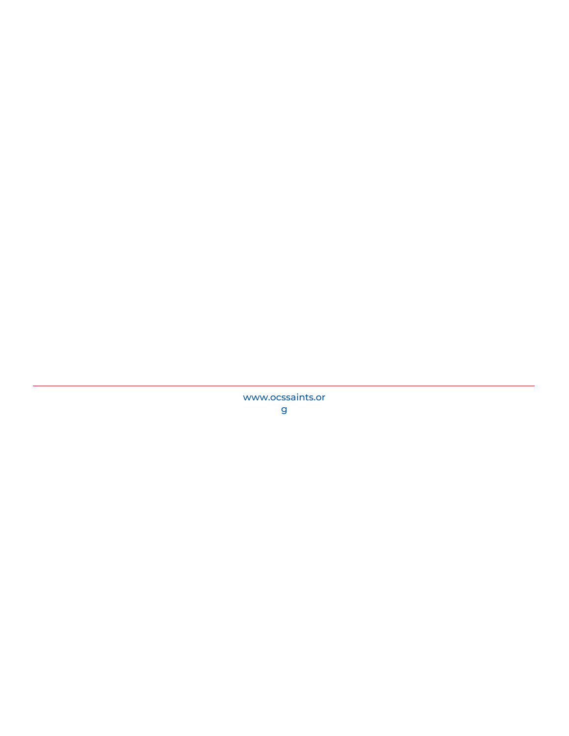www.ocssaints.org